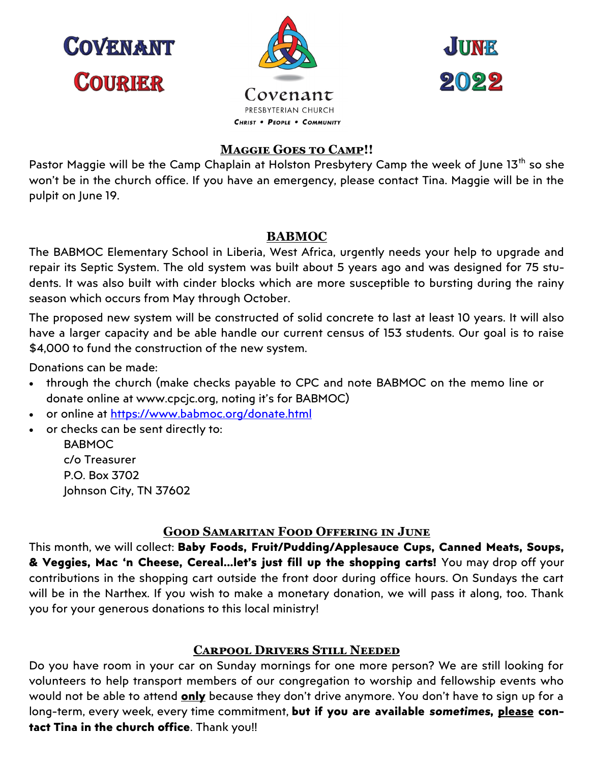# Covenant Courier

Covenant Presbyterian Church

*Christ • People • Community*

# June 2022

## Maggie Goes to Camp!!

Pastor Maggie will be the Camp Chaplain at Holston Presbytery Camp the week of June 13th so she won't be in the church office. If you have an emergency, please contact Tina. Maggie will be in the pulpit on June 19.

## BABMOC

The BABMOC Elementary School in Liberia, West Africa, urgently needs your help to upgrade and repair its Septic System. The old system was built about 5 years ago and was designed for 75 students. It was also built with cinder blocks which are more susceptible to bursting during the rainy season which occurs from May through October.

The proposed new system will be constructed of solid concrete to last at least 10 years. It will also have a larger capacity and be able handle our current census of 153 students. Our goal is to raise $4,000 to fund the construction of the new system.

Donations can be made:

- through the church (make checks payable to CPC and note BABMOC on the memo line or donate online at www.cpcjc.org, noting it's for BABMOC)
- or online at https://www.babmoc.org/donate.html
- or checks can be sent directly to:

  BABMOC
  c/o Treasurer
  P.O. Box 3702
  Johnson City, TN 37602

## Good Samaritan Food Offering in June

This month, we will collect: **Baby Foods, Fruit/Pudding/Applesauce Cups, Canned Meats, Soups, & Veggies, Mac 'n Cheese, Cereal…let's just fill up the shopping carts!** You may drop off your contributions in the shopping cart outside the front door during office hours. On Sundays the cart will be in the Narthex. If you wish to make a monetary donation, we will pass it along, too. Thank you for your generous donations to this local ministry!

## Carpool Drivers Still Needed

Do you have room in your car on Sunday mornings for one more person? We are still looking for volunteers to help transport members of our congregation to worship and fellowship events who would not be able to attend **only** because they don't drive anymore. You don't have to sign up for a long-term, every week, every time commitment, **but if you are available *sometimes*, please contact Tina in the church office**. Thank you!!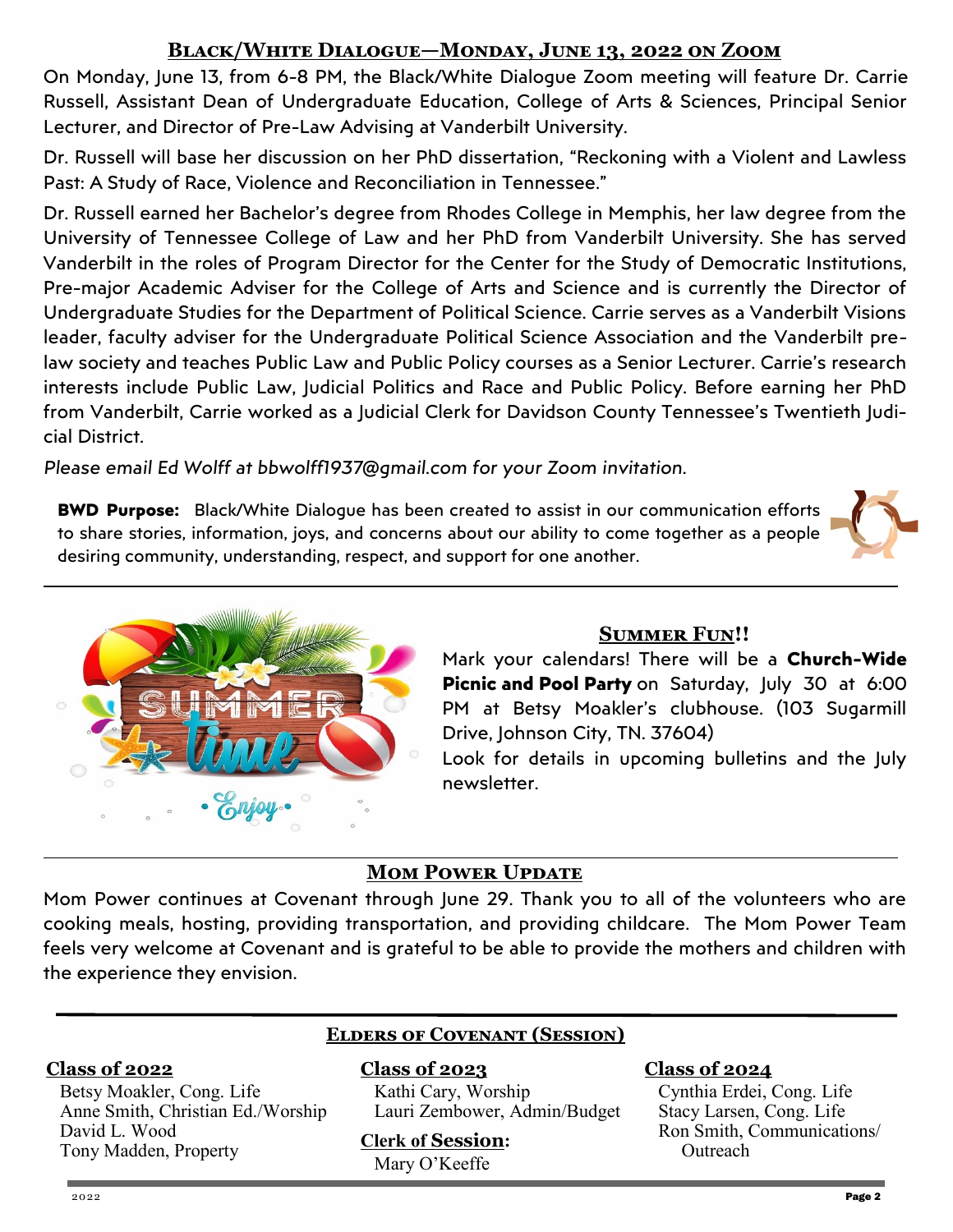## Black/White Dialogue—Monday, June 13, 2022 on Zoom

On Monday, June 13, from 6-8 PM, the Black/White Dialogue Zoom meeting will feature Dr. Carrie Russell, Assistant Dean of Undergraduate Education, College of Arts & Sciences, Principal Senior Lecturer, and Director of Pre-Law Advising at Vanderbilt University.

Dr. Russell will base her discussion on her PhD dissertation, "Reckoning with a Violent and Lawless Past: A Study of Race, Violence and Reconciliation in Tennessee."

Dr. Russell earned her Bachelor's degree from Rhodes College in Memphis, her law degree from the University of Tennessee College of Law and her PhD from Vanderbilt University. She has served Vanderbilt in the roles of Program Director for the Center for the Study of Democratic Institutions, Pre-major Academic Adviser for the College of Arts and Science and is currently the Director of Undergraduate Studies for the Department of Political Science. Carrie serves as a Vanderbilt Visions leader, faculty adviser for the Undergraduate Political Science Association and the Vanderbilt pre-law society and teaches Public Law and Public Policy courses as a Senior Lecturer. Carrie's research interests include Public Law, Judicial Politics and Race and Public Policy. Before earning her PhD from Vanderbilt, Carrie worked as a Judicial Clerk for Davidson County Tennessee's Twentieth Judicial District.

*Please email Ed Wolff at bbwolff1937@gmail.com for your Zoom invitation.*

**BWD Purpose:** Black/White Dialogue has been created to assist in our communication efforts to share stories, information, joys, and concerns about our ability to come together as a people desiring community, understanding, respect, and support for one another.

## Summer Fun!!

Mark your calendars! There will be a **Church-Wide Picnic and Pool Party** on Saturday, July 30 at 6:00 PM at Betsy Moakler's clubhouse. (103 Sugarmill Drive, Johnson City, TN. 37604)

Look for details in upcoming bulletins and the July newsletter.

## Mom Power Update

Mom Power continues at Covenant through June 29. Thank you to all of the volunteers who are cooking meals, hosting, providing transportation, and providing childcare. The Mom Power Team feels very welcome at Covenant and is grateful to be able to provide the mothers and children with the experience they envision.

## Elders of Covenant (Session)

**Class of 2022**

Betsy Moakler, Cong. Life
Anne Smith, Christian Ed./Worship
David L. Wood
Tony Madden, Property

**Class of 2023**

Kathi Cary, Worship
Lauri Zembower, Admin/Budget

**Clerk of Session:**

Mary O'Keeffe

**Class of 2024**

Cynthia Erdei, Cong. Life
Stacy Larsen, Cong. Life
Ron Smith, Communications/ Outreach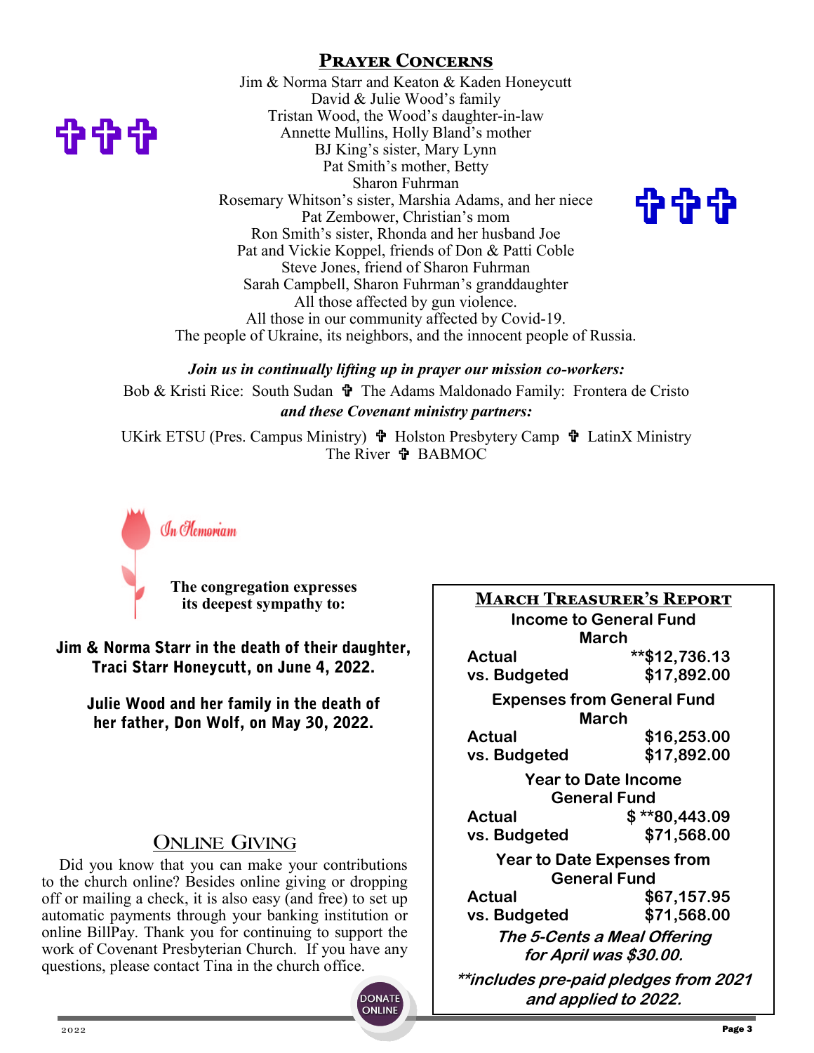## Prayer Concerns

Jim & Norma Starr and Keaton & Kaden Honeycutt
David & Julie Wood's family
Tristan Wood, the Wood's daughter-in-law
Annette Mullins, Holly Bland's mother
BJ King's sister, Mary Lynn
Pat Smith's mother, Betty
Sharon Fuhrman
Rosemary Whitson's sister, Marshia Adams, and her niece
Pat Zembower, Christian's mom
Ron Smith's sister, Rhonda and her husband Joe
Pat and Vickie Koppel, friends of Don & Patti Coble
Steve Jones, friend of Sharon Fuhrman
Sarah Campbell, Sharon Fuhrman's granddaughter
All those affected by gun violence.
All those in our community affected by Covid-19.
The people of Ukraine, its neighbors, and the innocent people of Russia.

***Join us in continually lifting up in prayer our mission co-workers:***

Bob & Kristi Rice: South Sudan ✞ The Adams Maldonado Family: Frontera de Cristo

***and these Covenant ministry partners:***

UKirk ETSU (Pres. Campus Ministry) ✞ Holston Presbytery Camp ✞ LatinX Ministry
The River ✞ BABMOC

### In Memoriam

**The congregation expresses its deepest sympathy to:**

**Jim & Norma Starr in the death of their daughter, Traci Starr Honeycutt, on June 4, 2022.**

**Julie Wood and her family in the death of her father, Don Wolf, on May 30, 2022.**

## Online Giving

Did you know that you can make your contributions to the church online? Besides online giving or dropping off or mailing a check, it is also easy (and free) to set up automatic payments through your banking institution or online BillPay. Thank you for continuing to support the work of Covenant Presbyterian Church. If you have any questions, please contact Tina in the church office.

DONATE ONLINE

## March Treasurer's Report

**Income to General Fund March**

| | |
|---|---|
| Actual | **$12,736.13 |
| vs. Budgeted | $17,892.00 |

**Expenses from General Fund March**

| | |
|---|---|
| Actual | $16,253.00 |
| vs. Budgeted | $17,892.00 |

**Year to Date Income General Fund**

| | |
|---|---|
| Actual | $ **80,443.09 |
| vs. Budgeted | $71,568.00 |

**Year to Date Expenses from General Fund**

| | |
|---|---|
| Actual | $67,157.95 |
| vs. Budgeted | $71,568.00 |

*The 5-Cents a Meal Offering for April was $30.00.*

*\*\*includes pre-paid pledges from 2021 and applied to 2022.*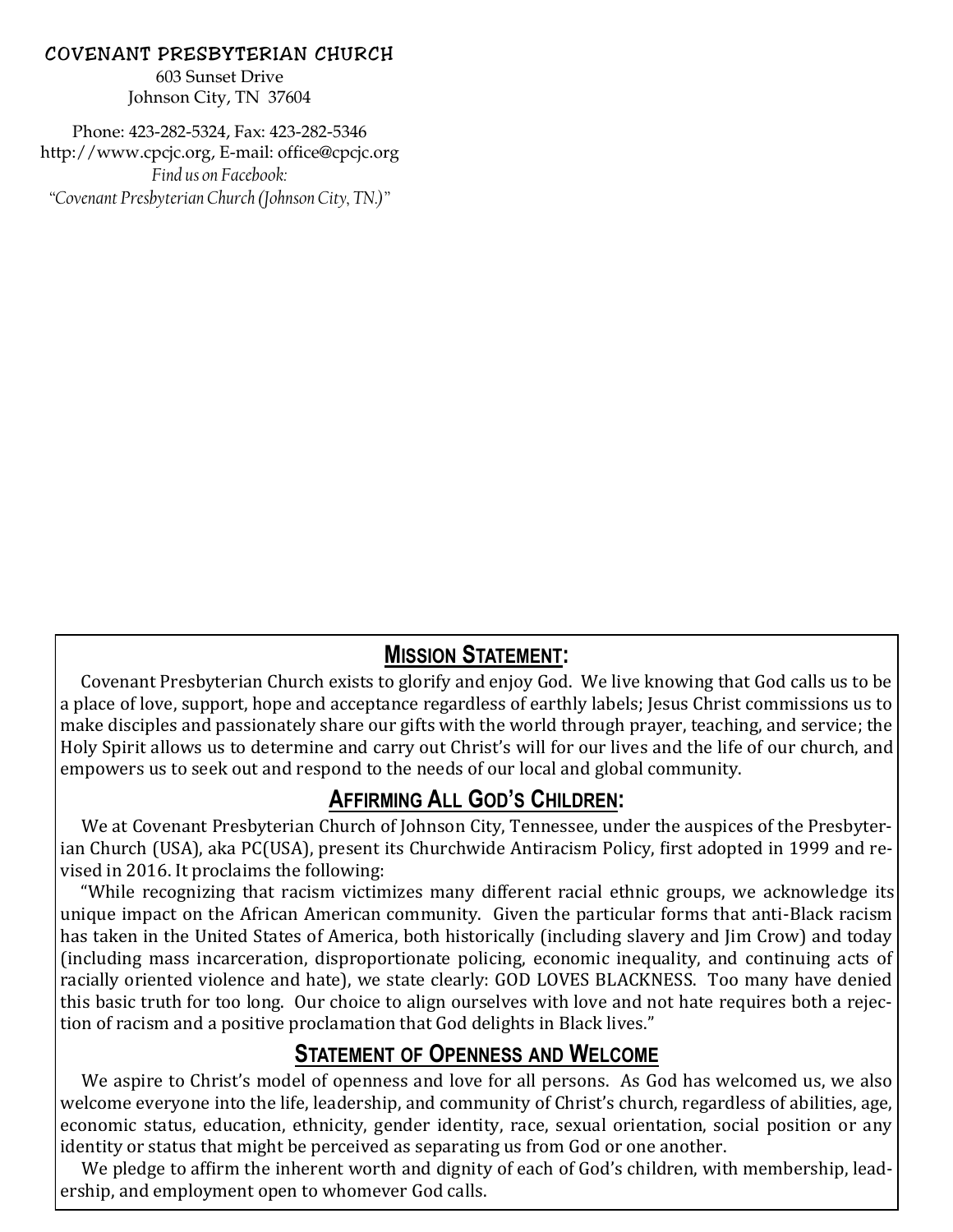**COVENANT PRESBYTERIAN CHURCH**

603 Sunset Drive
Johnson City, TN 37604

Phone: 423-282-5324, Fax: 423-282-5346
http://www.cpcjc.org, E-mail: office@cpcjc.org
*Find us on Facebook:*
*"Covenant Presbyterian Church (Johnson City, TN.)"*

## Mission Statement:

Covenant Presbyterian Church exists to glorify and enjoy God. We live knowing that God calls us to be a place of love, support, hope and acceptance regardless of earthly labels; Jesus Christ commissions us to make disciples and passionately share our gifts with the world through prayer, teaching, and service; the Holy Spirit allows us to determine and carry out Christ's will for our lives and the life of our church, and empowers us to seek out and respond to the needs of our local and global community.

## Affirming All God's Children:

We at Covenant Presbyterian Church of Johnson City, Tennessee, under the auspices of the Presbyterian Church (USA), aka PC(USA), present its Churchwide Antiracism Policy, first adopted in 1999 and revised in 2016. It proclaims the following:

"While recognizing that racism victimizes many different racial ethnic groups, we acknowledge its unique impact on the African American community. Given the particular forms that anti-Black racism has taken in the United States of America, both historically (including slavery and Jim Crow) and today (including mass incarceration, disproportionate policing, economic inequality, and continuing acts of racially oriented violence and hate), we state clearly: GOD LOVES BLACKNESS. Too many have denied this basic truth for too long. Our choice to align ourselves with love and not hate requires both a rejection of racism and a positive proclamation that God delights in Black lives."

## Statement of Openness and Welcome

We aspire to Christ's model of openness and love for all persons. As God has welcomed us, we also welcome everyone into the life, leadership, and community of Christ's church, regardless of abilities, age, economic status, education, ethnicity, gender identity, race, sexual orientation, social position or any identity or status that might be perceived as separating us from God or one another.

We pledge to affirm the inherent worth and dignity of each of God's children, with membership, leadership, and employment open to whomever God calls.